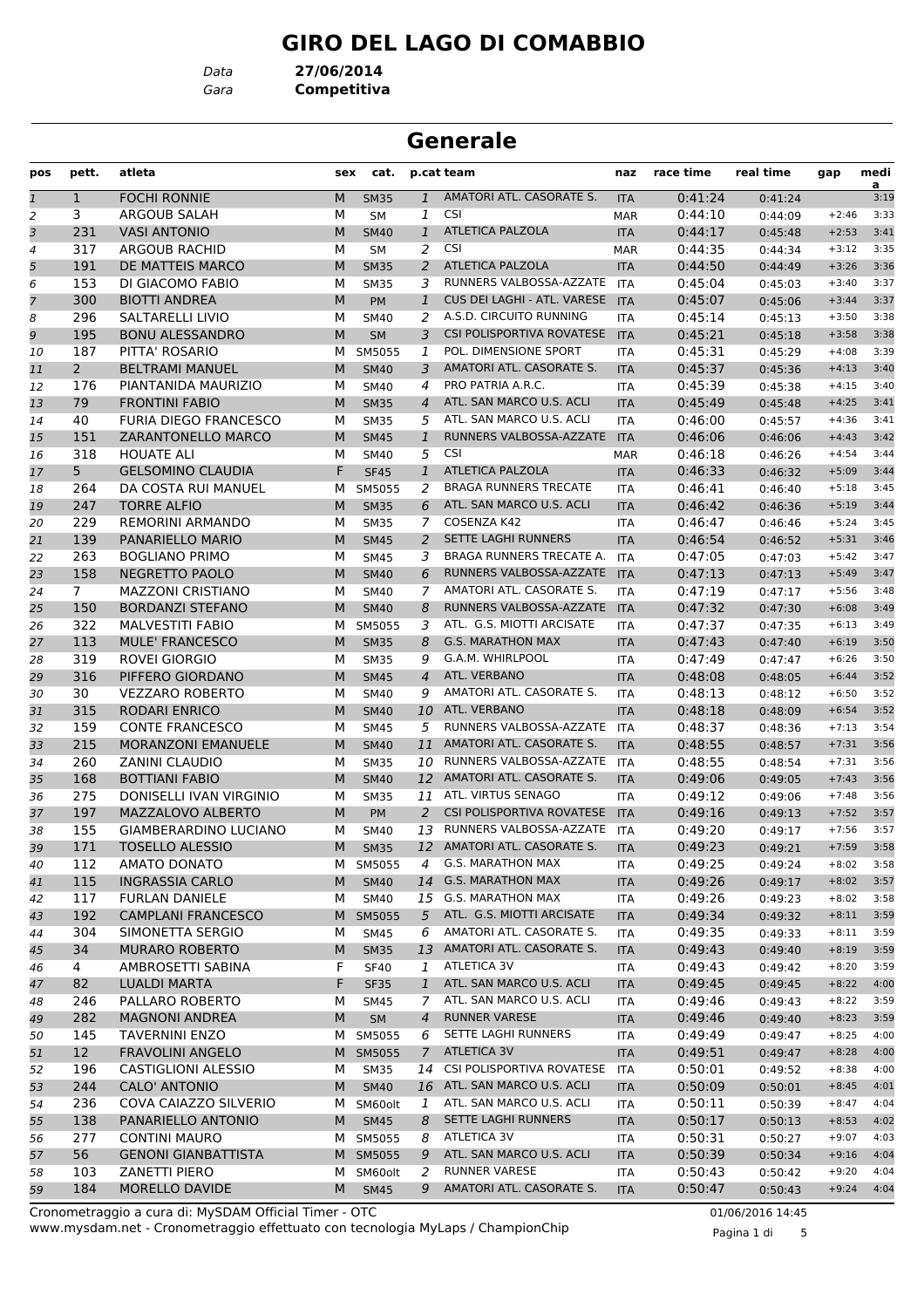# GIRO DEL LAGO DI COMABBIO

*Data* **27/06/2014**
*Gara* **Competitiva**

## Generale

| pos | pett. | atleta | sex | cat. | p.cat | team | naz | race time | real time | gap | media |
|---|---|---|---|---|---|---|---|---|---|---|---|
| 1 | 1 | FOCHI RONNIE | M | SM35 | 1 | AMATORI ATL. CASORATE S. | ITA | 0:41:24 | 0:41:24 | | 3:19 |
| 2 | 3 | ARGOUB SALAH | M | SM | 1 | CSI | MAR | 0:44:10 | 0:44:09 | +2:46 | 3:33 |
| 3 | 231 | VASI ANTONIO | M | SM40 | 1 | ATLETICA PALZOLA | ITA | 0:44:17 | 0:45:48 | +2:53 | 3:41 |
| 4 | 317 | ARGOUB RACHID | M | SM | 2 | CSI | MAR | 0:44:35 | 0:44:34 | +3:12 | 3:35 |
| 5 | 191 | DE MATTEIS MARCO | M | SM35 | 2 | ATLETICA PALZOLA | ITA | 0:44:50 | 0:44:49 | +3:26 | 3:36 |
| 6 | 153 | DI GIACOMO FABIO | M | SM35 | 3 | RUNNERS VALBOSSA-AZZATE | ITA | 0:45:04 | 0:45:03 | +3:40 | 3:37 |
| 7 | 300 | BIOTTI ANDREA | M | PM | 1 | CUS DEI LAGHI - ATL. VARESE | ITA | 0:45:07 | 0:45:06 | +3:44 | 3:37 |
| 8 | 296 | SALTARELLI LIVIO | M | SM40 | 2 | A.S.D. CIRCUITO RUNNING | ITA | 0:45:14 | 0:45:13 | +3:50 | 3:38 |
| 9 | 195 | BONU ALESSANDRO | M | SM | 3 | CSI POLISPORTIVA ROVATESE | ITA | 0:45:21 | 0:45:18 | +3:58 | 3:38 |
| 10 | 187 | PITTA' ROSARIO | M | SM5055 | 1 | POL. DIMENSIONE SPORT | ITA | 0:45:31 | 0:45:29 | +4:08 | 3:39 |
| 11 | 2 | BELTRAMI MANUEL | M | SM40 | 3 | AMATORI ATL. CASORATE S. | ITA | 0:45:37 | 0:45:36 | +4:13 | 3:40 |
| 12 | 176 | PIANTANIDA MAURIZIO | M | SM40 | 4 | PRO PATRIA A.R.C. | ITA | 0:45:39 | 0:45:38 | +4:15 | 3:40 |
| 13 | 79 | FRONTINI FABIO | M | SM35 | 4 | ATL. SAN MARCO U.S. ACLI | ITA | 0:45:49 | 0:45:48 | +4:25 | 3:41 |
| 14 | 40 | FURIA DIEGO FRANCESCO | M | SM35 | 5 | ATL. SAN MARCO U.S. ACLI | ITA | 0:46:00 | 0:45:57 | +4:36 | 3:41 |
| 15 | 151 | ZARANTONELLO MARCO | M | SM45 | 1 | RUNNERS VALBOSSA-AZZATE | ITA | 0:46:06 | 0:46:06 | +4:43 | 3:42 |
| 16 | 318 | HOUATE ALI | M | SM40 | 5 | CSI | MAR | 0:46:18 | 0:46:26 | +4:54 | 3:44 |
| 17 | 5 | GELSOMINO CLAUDIA | F | SF45 | 1 | ATLETICA PALZOLA | ITA | 0:46:33 | 0:46:32 | +5:09 | 3:44 |
| 18 | 264 | DA COSTA RUI MANUEL | M | SM5055 | 2 | BRAGA RUNNERS TRECATE | ITA | 0:46:41 | 0:46:40 | +5:18 | 3:45 |
| 19 | 247 | TORRE ALFIO | M | SM35 | 6 | ATL. SAN MARCO U.S. ACLI | ITA | 0:46:42 | 0:46:36 | +5:19 | 3:44 |
| 20 | 229 | REMORINI ARMANDO | M | SM35 | 7 | COSENZA K42 | ITA | 0:46:47 | 0:46:46 | +5:24 | 3:45 |
| 21 | 139 | PANARIELLO MARIO | M | SM45 | 2 | SETTE LAGHI RUNNERS | ITA | 0:46:54 | 0:46:52 | +5:31 | 3:46 |
| 22 | 263 | BOGLIANO PRIMO | M | SM45 | 3 | BRAGA RUNNERS TRECATE A. | ITA | 0:47:05 | 0:47:03 | +5:42 | 3:47 |
| 23 | 158 | NEGRETTO PAOLO | M | SM40 | 6 | RUNNERS VALBOSSA-AZZATE | ITA | 0:47:13 | 0:47:13 | +5:49 | 3:47 |
| 24 | 7 | MAZZONI CRISTIANO | M | SM40 | 7 | AMATORI ATL. CASORATE S. | ITA | 0:47:19 | 0:47:17 | +5:56 | 3:48 |
| 25 | 150 | BORDANZI STEFANO | M | SM40 | 8 | RUNNERS VALBOSSA-AZZATE | ITA | 0:47:32 | 0:47:30 | +6:08 | 3:49 |
| 26 | 322 | MALVESTITI FABIO | M | SM5055 | 3 | ATL. G.S. MIOTTI ARCISATE | ITA | 0:47:37 | 0:47:35 | +6:13 | 3:49 |
| 27 | 113 | MULE' FRANCESCO | M | SM35 | 8 | G.S. MARATHON MAX | ITA | 0:47:43 | 0:47:40 | +6:19 | 3:50 |
| 28 | 319 | ROVEI GIORGIO | M | SM35 | 9 | G.A.M. WHIRLPOOL | ITA | 0:47:49 | 0:47:47 | +6:26 | 3:50 |
| 29 | 316 | PIFFERO GIORDANO | M | SM45 | 4 | ATL. VERBANO | ITA | 0:48:08 | 0:48:05 | +6:44 | 3:52 |
| 30 | 30 | VEZZARO ROBERTO | M | SM40 | 9 | AMATORI ATL. CASORATE S. | ITA | 0:48:13 | 0:48:12 | +6:50 | 3:52 |
| 31 | 315 | RODARI ENRICO | M | SM40 | 10 | ATL. VERBANO | ITA | 0:48:18 | 0:48:09 | +6:54 | 3:52 |
| 32 | 159 | CONTE FRANCESCO | M | SM45 | 5 | RUNNERS VALBOSSA-AZZATE | ITA | 0:48:37 | 0:48:36 | +7:13 | 3:54 |
| 33 | 215 | MORANZONI EMANUELE | M | SM40 | 11 | AMATORI ATL. CASORATE S. | ITA | 0:48:55 | 0:48:57 | +7:31 | 3:56 |
| 34 | 260 | ZANINI CLAUDIO | M | SM35 | 10 | RUNNERS VALBOSSA-AZZATE | ITA | 0:48:55 | 0:48:54 | +7:31 | 3:56 |
| 35 | 168 | BOTTIANI FABIO | M | SM40 | 12 | AMATORI ATL. CASORATE S. | ITA | 0:49:06 | 0:49:05 | +7:43 | 3:56 |
| 36 | 275 | DONISELLI IVAN VIRGINIO | M | SM35 | 11 | ATL. VIRTUS SENAGO | ITA | 0:49:12 | 0:49:06 | +7:48 | 3:56 |
| 37 | 197 | MAZZALOVO ALBERTO | M | PM | 2 | CSI POLISPORTIVA ROVATESE | ITA | 0:49:16 | 0:49:13 | +7:52 | 3:57 |
| 38 | 155 | GIAMBERARDINO LUCIANO | M | SM40 | 13 | RUNNERS VALBOSSA-AZZATE | ITA | 0:49:20 | 0:49:17 | +7:56 | 3:57 |
| 39 | 171 | TOSELLO ALESSIO | M | SM35 | 12 | AMATORI ATL. CASORATE S. | ITA | 0:49:23 | 0:49:21 | +7:59 | 3:58 |
| 40 | 112 | AMATO DONATO | M | SM5055 | 4 | G.S. MARATHON MAX | ITA | 0:49:25 | 0:49:24 | +8:02 | 3:58 |
| 41 | 115 | INGRASSIA CARLO | M | SM40 | 14 | G.S. MARATHON MAX | ITA | 0:49:26 | 0:49:17 | +8:02 | 3:57 |
| 42 | 117 | FURLAN DANIELE | M | SM40 | 15 | G.S. MARATHON MAX | ITA | 0:49:26 | 0:49:23 | +8:02 | 3:58 |
| 43 | 192 | CAMPLANI FRANCESCO | M | SM5055 | 5 | ATL. G.S. MIOTTI ARCISATE | ITA | 0:49:34 | 0:49:32 | +8:11 | 3:59 |
| 44 | 304 | SIMONETTA SERGIO | M | SM45 | 6 | AMATORI ATL. CASORATE S. | ITA | 0:49:35 | 0:49:33 | +8:11 | 3:59 |
| 45 | 34 | MURARO ROBERTO | M | SM35 | 13 | AMATORI ATL. CASORATE S. | ITA | 0:49:43 | 0:49:40 | +8:19 | 3:59 |
| 46 | 4 | AMBROSETTI SABINA | F | SF40 | 1 | ATLETICA 3V | ITA | 0:49:43 | 0:49:42 | +8:20 | 3:59 |
| 47 | 82 | LUALDI MARTA | F | SF35 | 1 | ATL. SAN MARCO U.S. ACLI | ITA | 0:49:45 | 0:49:45 | +8:22 | 4:00 |
| 48 | 246 | PALLARO ROBERTO | M | SM45 | 7 | ATL. SAN MARCO U.S. ACLI | ITA | 0:49:46 | 0:49:43 | +8:22 | 3:59 |
| 49 | 282 | MAGNONI ANDREA | M | SM | 4 | RUNNER VARESE | ITA | 0:49:46 | 0:49:40 | +8:23 | 3:59 |
| 50 | 145 | TAVERNINI ENZO | M | SM5055 | 6 | SETTE LAGHI RUNNERS | ITA | 0:49:49 | 0:49:47 | +8:25 | 4:00 |
| 51 | 12 | FRAVOLINI ANGELO | M | SM5055 | 7 | ATLETICA 3V | ITA | 0:49:51 | 0:49:47 | +8:28 | 4:00 |
| 52 | 196 | CASTIGLIONI ALESSIO | M | SM35 | 14 | CSI POLISPORTIVA ROVATESE | ITA | 0:50:01 | 0:49:52 | +8:38 | 4:00 |
| 53 | 244 | CALO' ANTONIO | M | SM40 | 16 | ATL. SAN MARCO U.S. ACLI | ITA | 0:50:09 | 0:50:01 | +8:45 | 4:01 |
| 54 | 236 | COVA CAIAZZO SILVERIO | M | SM60olt | 1 | ATL. SAN MARCO U.S. ACLI | ITA | 0:50:11 | 0:50:39 | +8:47 | 4:04 |
| 55 | 138 | PANARIELLO ANTONIO | M | SM45 | 8 | SETTE LAGHI RUNNERS | ITA | 0:50:17 | 0:50:13 | +8:53 | 4:02 |
| 56 | 277 | CONTINI MAURO | M | SM5055 | 8 | ATLETICA 3V | ITA | 0:50:31 | 0:50:27 | +9:07 | 4:03 |
| 57 | 56 | GENONI GIANBATTISTA | M | SM5055 | 9 | ATL. SAN MARCO U.S. ACLI | ITA | 0:50:39 | 0:50:34 | +9:16 | 4:04 |
| 58 | 103 | ZANETTI PIERO | M | SM60olt | 2 | RUNNER VARESE | ITA | 0:50:43 | 0:50:42 | +9:20 | 4:04 |
| 59 | 184 | MORELLO DAVIDE | M | SM45 | 9 | AMATORI ATL. CASORATE S. | ITA | 0:50:47 | 0:50:43 | +9:24 | 4:04 |

Cronometraggio a cura di: MySDAM Official Timer - OTC
www.mysdam.net - Cronometraggio effettuato con tecnologia MyLaps / ChampionChip

01/06/2016 14:45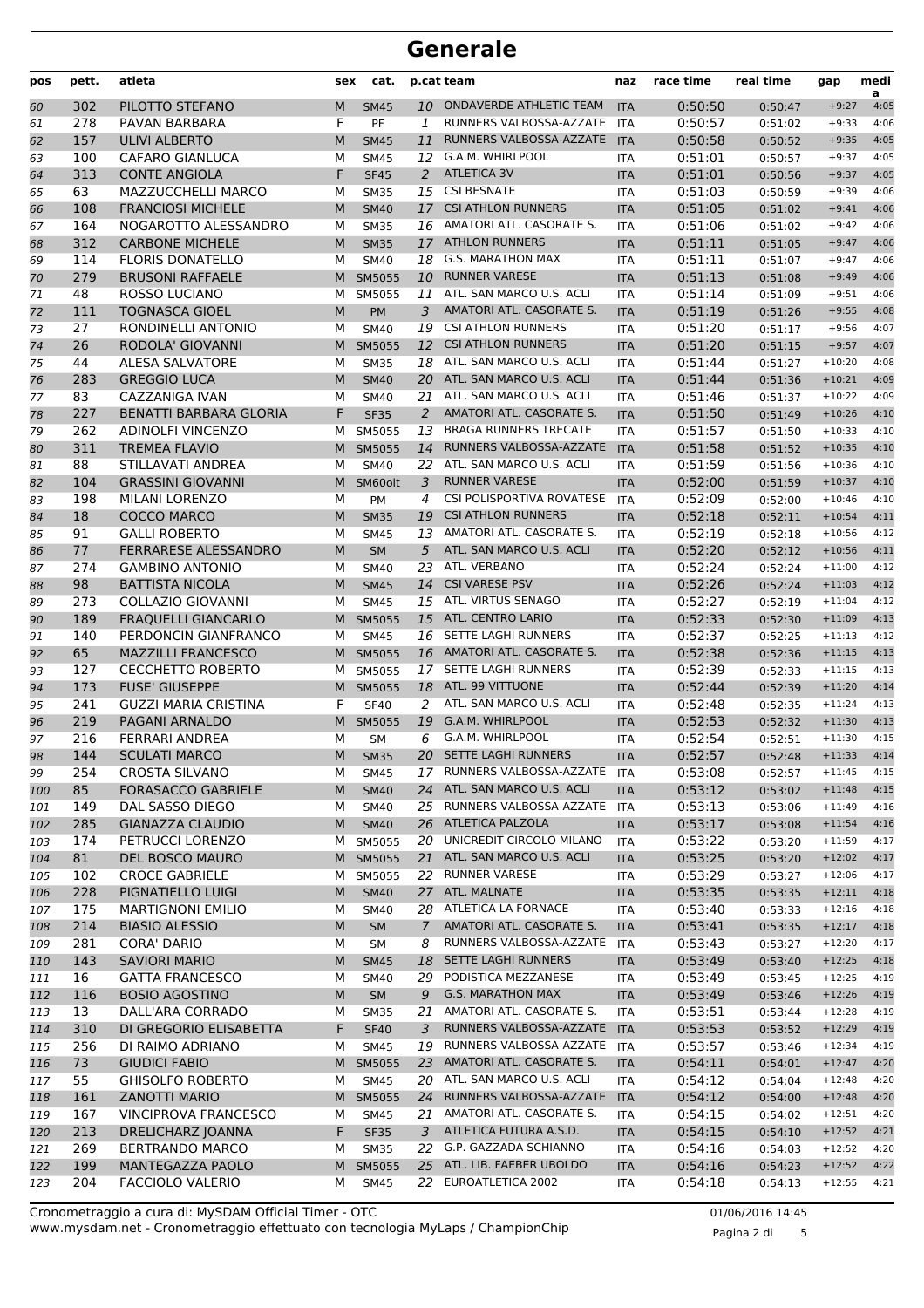# Generale

| pos | pett. | atleta | sex | cat. | p.cat | team | naz | race time | real time | gap | media |
|---|---|---|---|---|---|---|---|---|---|---|---|
| 60 | 302 | PILOTTO STEFANO | M | SM45 | 10 | ONDAVERDE ATHLETIC TEAM | ITA | 0:50:50 | 0:50:47 | +9:27 | 4:05 |
| 61 | 278 | PAVAN BARBARA | F | PF | 1 | RUNNERS VALBOSSA-AZZATE | ITA | 0:50:57 | 0:51:02 | +9:33 | 4:06 |
| 62 | 157 | ULIVI ALBERTO | M | SM45 | 11 | RUNNERS VALBOSSA-AZZATE | ITA | 0:50:58 | 0:50:52 | +9:35 | 4:05 |
| 63 | 100 | CAFARO GIANLUCA | M | SM45 | 12 | G.A.M. WHIRLPOOL | ITA | 0:51:01 | 0:50:57 | +9:37 | 4:05 |
| 64 | 313 | CONTE ANGIOLA | F | SF45 | 2 | ATLETICA 3V | ITA | 0:51:01 | 0:50:56 | +9:37 | 4:05 |
| 65 | 63 | MAZZUCCHELLI MARCO | M | SM35 | 15 | CSI BESNATE | ITA | 0:51:03 | 0:50:59 | +9:39 | 4:06 |
| 66 | 108 | FRANCIOSI MICHELE | M | SM40 | 17 | CSI ATHLON RUNNERS | ITA | 0:51:05 | 0:51:02 | +9:41 | 4:06 |
| 67 | 164 | NOGAROTTO ALESSANDRO | M | SM35 | 16 | AMATORI ATL. CASORATE S. | ITA | 0:51:06 | 0:51:02 | +9:42 | 4:06 |
| 68 | 312 | CARBONE MICHELE | M | SM35 | 17 | ATHLON RUNNERS | ITA | 0:51:11 | 0:51:05 | +9:47 | 4:06 |
| 69 | 114 | FLORIS DONATELLO | M | SM40 | 18 | G.S. MARATHON MAX | ITA | 0:51:11 | 0:51:07 | +9:47 | 4:06 |
| 70 | 279 | BRUSONI RAFFAELE | M | SM5055 | 10 | RUNNER VARESE | ITA | 0:51:13 | 0:51:08 | +9:49 | 4:06 |
| 71 | 48 | ROSSO LUCIANO | M | SM5055 | 11 | ATL. SAN MARCO U.S. ACLI | ITA | 0:51:14 | 0:51:09 | +9:51 | 4:06 |
| 72 | 111 | TOGNASCA GIOEL | M | PM | 3 | AMATORI ATL. CASORATE S. | ITA | 0:51:19 | 0:51:26 | +9:55 | 4:08 |
| 73 | 27 | RONDINELLI ANTONIO | M | SM40 | 19 | CSI ATHLON RUNNERS | ITA | 0:51:20 | 0:51:17 | +9:56 | 4:07 |
| 74 | 26 | RODOLA' GIOVANNI | M | SM5055 | 12 | CSI ATHLON RUNNERS | ITA | 0:51:20 | 0:51:15 | +9:57 | 4:07 |
| 75 | 44 | ALESA SALVATORE | M | SM35 | 18 | ATL. SAN MARCO U.S. ACLI | ITA | 0:51:44 | 0:51:27 | +10:20 | 4:08 |
| 76 | 283 | GREGGIO LUCA | M | SM40 | 20 | ATL. SAN MARCO U.S. ACLI | ITA | 0:51:44 | 0:51:36 | +10:21 | 4:09 |
| 77 | 83 | CAZZANIGA IVAN | M | SM40 | 21 | ATL. SAN MARCO U.S. ACLI | ITA | 0:51:46 | 0:51:37 | +10:22 | 4:09 |
| 78 | 227 | BENATTI BARBARA GLORIA | F | SF35 | 2 | AMATORI ATL. CASORATE S. | ITA | 0:51:50 | 0:51:49 | +10:26 | 4:10 |
| 79 | 262 | ADINOLFI VINCENZO | M | SM5055 | 13 | BRAGA RUNNERS TRECATE | ITA | 0:51:57 | 0:51:50 | +10:33 | 4:10 |
| 80 | 311 | TREMEA FLAVIO | M | SM5055 | 14 | RUNNERS VALBOSSA-AZZATE | ITA | 0:51:58 | 0:51:52 | +10:35 | 4:10 |
| 81 | 88 | STILLAVATI ANDREA | M | SM40 | 22 | ATL. SAN MARCO U.S. ACLI | ITA | 0:51:59 | 0:51:56 | +10:36 | 4:10 |
| 82 | 104 | GRASSINI GIOVANNI | M | SM60olt | 3 | RUNNER VARESE | ITA | 0:52:00 | 0:51:59 | +10:37 | 4:10 |
| 83 | 198 | MILANI LORENZO | M | PM | 4 | CSI POLISPORTIVA ROVATESE | ITA | 0:52:09 | 0:52:00 | +10:46 | 4:10 |
| 84 | 18 | COCCO MARCO | M | SM35 | 19 | CSI ATHLON RUNNERS | ITA | 0:52:18 | 0:52:11 | +10:54 | 4:11 |
| 85 | 91 | GALLI ROBERTO | M | SM45 | 13 | AMATORI ATL. CASORATE S. | ITA | 0:52:19 | 0:52:18 | +10:56 | 4:12 |
| 86 | 77 | FERRARESE ALESSANDRO | M | SM | 5 | ATL. SAN MARCO U.S. ACLI | ITA | 0:52:20 | 0:52:12 | +10:56 | 4:11 |
| 87 | 274 | GAMBINO ANTONIO | M | SM40 | 23 | ATL. VERBANO | ITA | 0:52:24 | 0:52:24 | +11:00 | 4:12 |
| 88 | 98 | BATTISTA NICOLA | M | SM45 | 14 | CSI VARESE PSV | ITA | 0:52:26 | 0:52:24 | +11:03 | 4:12 |
| 89 | 273 | COLLAZIO GIOVANNI | M | SM45 | 15 | ATL. VIRTUS SENAGO | ITA | 0:52:27 | 0:52:19 | +11:04 | 4:12 |
| 90 | 189 | FRAQUELLI GIANCARLO | M | SM5055 | 15 | ATL. CENTRO LARIO | ITA | 0:52:33 | 0:52:30 | +11:09 | 4:13 |
| 91 | 140 | PERDONCIN GIANFRANCO | M | SM45 | 16 | SETTE LAGHI RUNNERS | ITA | 0:52:37 | 0:52:25 | +11:13 | 4:12 |
| 92 | 65 | MAZZILLI FRANCESCO | M | SM5055 | 16 | AMATORI ATL. CASORATE S. | ITA | 0:52:38 | 0:52:36 | +11:15 | 4:13 |
| 93 | 127 | CECCHETTO ROBERTO | M | SM5055 | 17 | SETTE LAGHI RUNNERS | ITA | 0:52:39 | 0:52:33 | +11:15 | 4:13 |
| 94 | 173 | FUSE' GIUSEPPE | M | SM5055 | 18 | ATL. 99 VITTUONE | ITA | 0:52:44 | 0:52:39 | +11:20 | 4:14 |
| 95 | 241 | GUZZI MARIA CRISTINA | F | SF40 | 2 | ATL. SAN MARCO U.S. ACLI | ITA | 0:52:48 | 0:52:35 | +11:24 | 4:13 |
| 96 | 219 | PAGANI ARNALDO | M | SM5055 | 19 | G.A.M. WHIRLPOOL | ITA | 0:52:53 | 0:52:32 | +11:30 | 4:13 |
| 97 | 216 | FERRARI ANDREA | M | SM | 6 | G.A.M. WHIRLPOOL | ITA | 0:52:54 | 0:52:51 | +11:30 | 4:15 |
| 98 | 144 | SCULATI MARCO | M | SM35 | 20 | SETTE LAGHI RUNNERS | ITA | 0:52:57 | 0:52:48 | +11:33 | 4:14 |
| 99 | 254 | CROSTA SILVANO | M | SM45 | 17 | RUNNERS VALBOSSA-AZZATE | ITA | 0:53:08 | 0:52:57 | +11:45 | 4:15 |
| 100 | 85 | FORASACCO GABRIELE | M | SM40 | 24 | ATL. SAN MARCO U.S. ACLI | ITA | 0:53:12 | 0:53:02 | +11:48 | 4:15 |
| 101 | 149 | DAL SASSO DIEGO | M | SM40 | 25 | RUNNERS VALBOSSA-AZZATE | ITA | 0:53:13 | 0:53:06 | +11:49 | 4:16 |
| 102 | 285 | GIANAZZA CLAUDIO | M | SM40 | 26 | ATLETICA PALZOLA | ITA | 0:53:17 | 0:53:08 | +11:54 | 4:16 |
| 103 | 174 | PETRUCCI LORENZO | M | SM5055 | 20 | UNICREDIT CIRCOLO MILANO | ITA | 0:53:22 | 0:53:20 | +11:59 | 4:17 |
| 104 | 81 | DEL BOSCO MAURO | M | SM5055 | 21 | ATL. SAN MARCO U.S. ACLI | ITA | 0:53:25 | 0:53:20 | +12:02 | 4:17 |
| 105 | 102 | CROCE GABRIELE | M | SM5055 | 22 | RUNNER VARESE | ITA | 0:53:29 | 0:53:27 | +12:06 | 4:17 |
| 106 | 228 | PIGNATIELLO LUIGI | M | SM40 | 27 | ATL. MALNATE | ITA | 0:53:35 | 0:53:35 | +12:11 | 4:18 |
| 107 | 175 | MARTIGNONI EMILIO | M | SM40 | 28 | ATLETICA LA FORNACE | ITA | 0:53:40 | 0:53:33 | +12:16 | 4:18 |
| 108 | 214 | BIASIO ALESSIO | M | SM | 7 | AMATORI ATL. CASORATE S. | ITA | 0:53:41 | 0:53:35 | +12:17 | 4:18 |
| 109 | 281 | CORA' DARIO | M | SM | 8 | RUNNERS VALBOSSA-AZZATE | ITA | 0:53:43 | 0:53:27 | +12:20 | 4:17 |
| 110 | 143 | SAVIORI MARIO | M | SM45 | 18 | SETTE LAGHI RUNNERS | ITA | 0:53:49 | 0:53:40 | +12:25 | 4:18 |
| 111 | 16 | GATTA FRANCESCO | M | SM40 | 29 | PODISTICA MEZZANESE | ITA | 0:53:49 | 0:53:45 | +12:25 | 4:19 |
| 112 | 116 | BOSIO AGOSTINO | M | SM | 9 | G.S. MARATHON MAX | ITA | 0:53:49 | 0:53:46 | +12:26 | 4:19 |
| 113 | 13 | DALL'ARA CORRADO | M | SM35 | 21 | AMATORI ATL. CASORATE S. | ITA | 0:53:51 | 0:53:44 | +12:28 | 4:19 |
| 114 | 310 | DI GREGORIO ELISABETTA | F | SF40 | 3 | RUNNERS VALBOSSA-AZZATE | ITA | 0:53:53 | 0:53:52 | +12:29 | 4:19 |
| 115 | 256 | DI RAIMO ADRIANO | M | SM45 | 19 | RUNNERS VALBOSSA-AZZATE | ITA | 0:53:57 | 0:53:46 | +12:34 | 4:19 |
| 116 | 73 | GIUDICI FABIO | M | SM5055 | 23 | AMATORI ATL. CASORATE S. | ITA | 0:54:11 | 0:54:01 | +12:47 | 4:20 |
| 117 | 55 | GHISOLFO ROBERTO | M | SM45 | 20 | ATL. SAN MARCO U.S. ACLI | ITA | 0:54:12 | 0:54:04 | +12:48 | 4:20 |
| 118 | 161 | ZANOTTI MARIO | M | SM5055 | 24 | RUNNERS VALBOSSA-AZZATE | ITA | 0:54:12 | 0:54:00 | +12:48 | 4:20 |
| 119 | 167 | VINCIPROVA FRANCESCO | M | SM45 | 21 | AMATORI ATL. CASORATE S. | ITA | 0:54:15 | 0:54:02 | +12:51 | 4:20 |
| 120 | 213 | DRELICHARZ JOANNA | F | SF35 | 3 | ATLETICA FUTURA A.S.D. | ITA | 0:54:15 | 0:54:10 | +12:52 | 4:21 |
| 121 | 269 | BERTRANDO MARCO | M | SM35 | 22 | G.P. GAZZADA SCHIANNO | ITA | 0:54:16 | 0:54:03 | +12:52 | 4:20 |
| 122 | 199 | MANTEGAZZA PAOLO | M | SM5055 | 25 | ATL. LIB. FAEBER UBOLDO | ITA | 0:54:16 | 0:54:23 | +12:52 | 4:22 |
| 123 | 204 | FACCIOLO VALERIO | M | SM45 | 22 | EUROATLETICA 2002 | ITA | 0:54:18 | 0:54:13 | +12:55 | 4:21 |

Cronometraggio a cura di: MySDAM Official Timer - OTC
www.mysdam.net - Cronometraggio effettuato con tecnologia MyLaps / ChampionChip

01/06/2016 14:45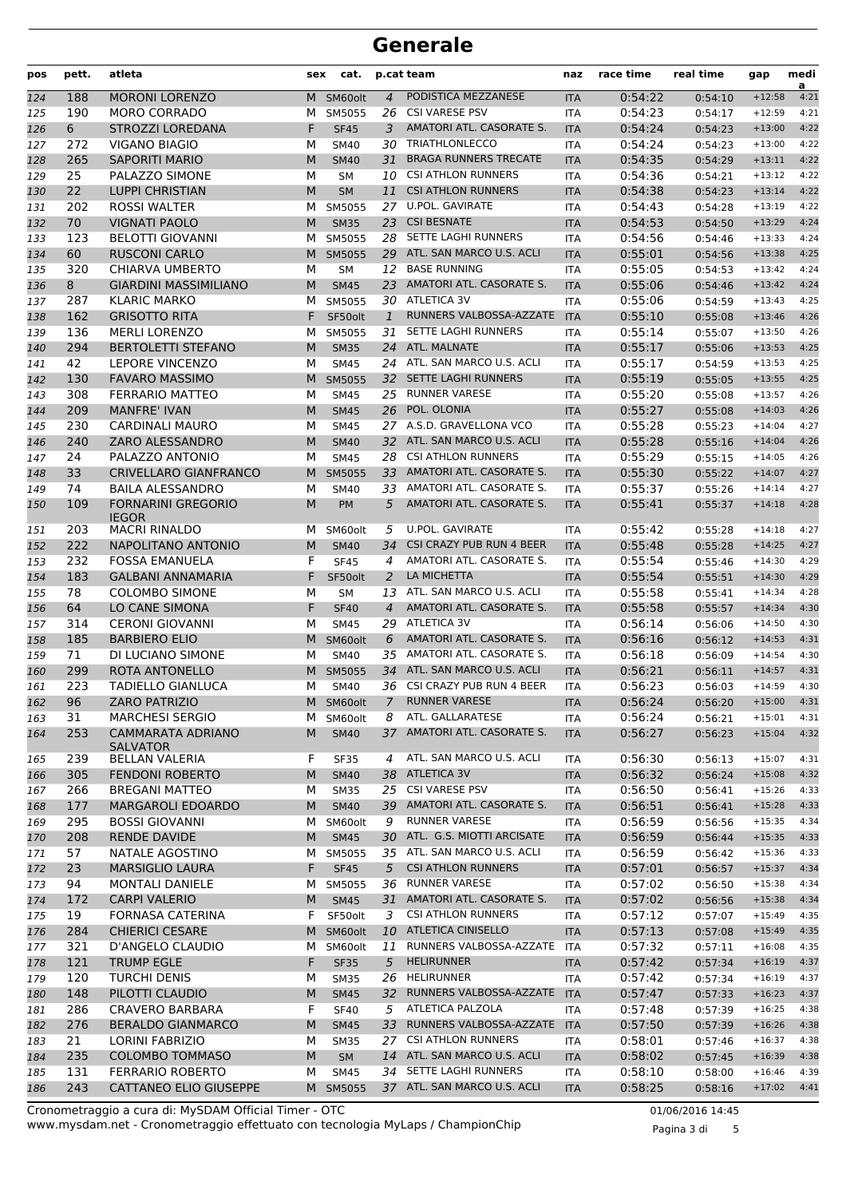# Generale

| pos | pett. | atleta | sex | cat. | p.cat | team | naz | race time | real time | gap | media |
|---|---|---|---|---|---|---|---|---|---|---|---|
| 124 | 188 | MORONI LORENZO | M | SM60olt | 4 | PODISTICA MEZZANESE | ITA | 0:54:22 | 0:54:10 | +12:58 | 4:21 |
| 125 | 190 | MORO CORRADO | M | SM5055 | 26 | CSI VARESE PSV | ITA | 0:54:23 | 0:54:17 | +12:59 | 4:21 |
| 126 | 6 | STROZZI LOREDANA | F | SF45 | 3 | AMATORI ATL. CASORATE S. | ITA | 0:54:24 | 0:54:23 | +13:00 | 4:22 |
| 127 | 272 | VIGANO BIAGIO | M | SM40 | 30 | TRIATHLONLECCO | ITA | 0:54:24 | 0:54:23 | +13:00 | 4:22 |
| 128 | 265 | SAPORITI MARIO | M | SM40 | 31 | BRAGA RUNNERS TRECATE | ITA | 0:54:35 | 0:54:29 | +13:11 | 4:22 |
| 129 | 25 | PALAZZO SIMONE | M | SM | 10 | CSI ATHLON RUNNERS | ITA | 0:54:36 | 0:54:21 | +13:12 | 4:22 |
| 130 | 22 | LUPPI CHRISTIAN | M | SM | 11 | CSI ATHLON RUNNERS | ITA | 0:54:38 | 0:54:23 | +13:14 | 4:22 |
| 131 | 202 | ROSSI WALTER | M | SM5055 | 27 | U.POL. GAVIRATE | ITA | 0:54:43 | 0:54:28 | +13:19 | 4:22 |
| 132 | 70 | VIGNATI PAOLO | M | SM35 | 23 | CSI BESNATE | ITA | 0:54:53 | 0:54:50 | +13:29 | 4:24 |
| 133 | 123 | BELOTTI GIOVANNI | M | SM5055 | 28 | SETTE LAGHI RUNNERS | ITA | 0:54:56 | 0:54:46 | +13:33 | 4:24 |
| 134 | 60 | RUSCONI CARLO | M | SM5055 | 29 | ATL. SAN MARCO U.S. ACLI | ITA | 0:55:01 | 0:54:56 | +13:38 | 4:25 |
| 135 | 320 | CHIARVA UMBERTO | M | SM | 12 | BASE RUNNING | ITA | 0:55:05 | 0:54:53 | +13:42 | 4:24 |
| 136 | 8 | GIARDINI MASSIMILIANO | M | SM45 | 23 | AMATORI ATL. CASORATE S. | ITA | 0:55:06 | 0:54:46 | +13:42 | 4:24 |
| 137 | 287 | KLARIC MARKO | M | SM5055 | 30 | ATLETICA 3V | ITA | 0:55:06 | 0:54:59 | +13:43 | 4:25 |
| 138 | 162 | GRISOTTO RITA | F | SF50olt | 1 | RUNNERS VALBOSSA-AZZATE | ITA | 0:55:10 | 0:55:08 | +13:46 | 4:26 |
| 139 | 136 | MERLI LORENZO | M | SM5055 | 31 | SETTE LAGHI RUNNERS | ITA | 0:55:14 | 0:55:07 | +13:50 | 4:26 |
| 140 | 294 | BERTOLETTI STEFANO | M | SM35 | 24 | ATL. MALNATE | ITA | 0:55:17 | 0:55:06 | +13:53 | 4:25 |
| 141 | 42 | LEPORE VINCENZO | M | SM45 | 24 | ATL. SAN MARCO U.S. ACLI | ITA | 0:55:17 | 0:54:59 | +13:53 | 4:25 |
| 142 | 130 | FAVARO MASSIMO | M | SM5055 | 32 | SETTE LAGHI RUNNERS | ITA | 0:55:19 | 0:55:05 | +13:55 | 4:25 |
| 143 | 308 | FERRARIO MATTEO | M | SM45 | 25 | RUNNER VARESE | ITA | 0:55:20 | 0:55:08 | +13:57 | 4:26 |
| 144 | 209 | MANFRE' IVAN | M | SM45 | 26 | POL. OLONIA | ITA | 0:55:27 | 0:55:08 | +14:03 | 4:26 |
| 145 | 230 | CARDINALI MAURO | M | SM45 | 27 | A.S.D. GRAVELLONA VCO | ITA | 0:55:28 | 0:55:23 | +14:04 | 4:27 |
| 146 | 240 | ZARO ALESSANDRO | M | SM40 | 32 | ATL. SAN MARCO U.S. ACLI | ITA | 0:55:28 | 0:55:16 | +14:04 | 4:26 |
| 147 | 24 | PALAZZO ANTONIO | M | SM45 | 28 | CSI ATHLON RUNNERS | ITA | 0:55:29 | 0:55:15 | +14:05 | 4:26 |
| 148 | 33 | CRIVELLARO GIANFRANCO | M | SM5055 | 33 | AMATORI ATL. CASORATE S. | ITA | 0:55:30 | 0:55:22 | +14:07 | 4:27 |
| 149 | 74 | BAILA ALESSANDRO | M | SM40 | 33 | AMATORI ATL. CASORATE S. | ITA | 0:55:37 | 0:55:26 | +14:14 | 4:27 |
| 150 | 109 | FORNARINI GREGORIO IEGOR | M | PM | 5 | AMATORI ATL. CASORATE S. | ITA | 0:55:41 | 0:55:37 | +14:18 | 4:28 |
| 151 | 203 | MACRI RINALDO | M | SM60olt | 5 | U.POL. GAVIRATE | ITA | 0:55:42 | 0:55:28 | +14:18 | 4:27 |
| 152 | 222 | NAPOLITANO ANTONIO | M | SM40 | 34 | CSI CRAZY PUB RUN 4 BEER | ITA | 0:55:48 | 0:55:28 | +14:25 | 4:27 |
| 153 | 232 | FOSSA EMANUELA | F | SF45 | 4 | AMATORI ATL. CASORATE S. | ITA | 0:55:54 | 0:55:46 | +14:30 | 4:29 |
| 154 | 183 | GALBANI ANNAMARIA | F | SF50olt | 2 | LA MICHETTA | ITA | 0:55:54 | 0:55:51 | +14:30 | 4:29 |
| 155 | 78 | COLOMBO SIMONE | M | SM | 13 | ATL. SAN MARCO U.S. ACLI | ITA | 0:55:58 | 0:55:41 | +14:34 | 4:28 |
| 156 | 64 | LO CANE SIMONA | F | SF40 | 4 | AMATORI ATL. CASORATE S. | ITA | 0:55:58 | 0:55:57 | +14:34 | 4:30 |
| 157 | 314 | CERONI GIOVANNI | M | SM45 | 29 | ATLETICA 3V | ITA | 0:56:14 | 0:56:06 | +14:50 | 4:30 |
| 158 | 185 | BARBIERO ELIO | M | SM60olt | 6 | AMATORI ATL. CASORATE S. | ITA | 0:56:16 | 0:56:12 | +14:53 | 4:31 |
| 159 | 71 | DI LUCIANO SIMONE | M | SM40 | 35 | AMATORI ATL. CASORATE S. | ITA | 0:56:18 | 0:56:09 | +14:54 | 4:30 |
| 160 | 299 | ROTA ANTONELLO | M | SM5055 | 34 | ATL. SAN MARCO U.S. ACLI | ITA | 0:56:21 | 0:56:11 | +14:57 | 4:31 |
| 161 | 223 | TADIELLO GIANLUCA | M | SM40 | 36 | CSI CRAZY PUB RUN 4 BEER | ITA | 0:56:23 | 0:56:03 | +14:59 | 4:30 |
| 162 | 96 | ZARO PATRIZIO | M | SM60olt | 7 | RUNNER VARESE | ITA | 0:56:24 | 0:56:20 | +15:00 | 4:31 |
| 163 | 31 | MARCHESI SERGIO | M | SM60olt | 8 | ATL. GALLARATESE | ITA | 0:56:24 | 0:56:21 | +15:01 | 4:31 |
| 164 | 253 | CAMMARATA ADRIANO SALVATOR | M | SM40 | 37 | AMATORI ATL. CASORATE S. | ITA | 0:56:27 | 0:56:23 | +15:04 | 4:32 |
| 165 | 239 | BELLAN VALERIA | F | SF35 | 4 | ATL. SAN MARCO U.S. ACLI | ITA | 0:56:30 | 0:56:13 | +15:07 | 4:31 |
| 166 | 305 | FENDONI ROBERTO | M | SM40 | 38 | ATLETICA 3V | ITA | 0:56:32 | 0:56:24 | +15:08 | 4:32 |
| 167 | 266 | BREGANI MATTEO | M | SM35 | 25 | CSI VARESE PSV | ITA | 0:56:50 | 0:56:41 | +15:26 | 4:33 |
| 168 | 177 | MARGAROLI EDOARDO | M | SM40 | 39 | AMATORI ATL. CASORATE S. | ITA | 0:56:51 | 0:56:41 | +15:28 | 4:33 |
| 169 | 295 | BOSSI GIOVANNI | M | SM60olt | 9 | RUNNER VARESE | ITA | 0:56:59 | 0:56:56 | +15:35 | 4:34 |
| 170 | 208 | RENDE DAVIDE | M | SM45 | 30 | ATL. G.S. MIOTTI ARCISATE | ITA | 0:56:59 | 0:56:44 | +15:35 | 4:33 |
| 171 | 57 | NATALE AGOSTINO | M | SM5055 | 35 | ATL. SAN MARCO U.S. ACLI | ITA | 0:56:59 | 0:56:42 | +15:36 | 4:33 |
| 172 | 23 | MARSIGLIO LAURA | F | SF45 | 5 | CSI ATHLON RUNNERS | ITA | 0:57:01 | 0:56:57 | +15:37 | 4:34 |
| 173 | 94 | MONTALI DANIELE | M | SM5055 | 36 | RUNNER VARESE | ITA | 0:57:02 | 0:56:50 | +15:38 | 4:34 |
| 174 | 172 | CARPI VALERIO | M | SM45 | 31 | AMATORI ATL. CASORATE S. | ITA | 0:57:02 | 0:56:56 | +15:38 | 4:34 |
| 175 | 19 | FORNASA CATERINA | F | SF50olt | 3 | CSI ATHLON RUNNERS | ITA | 0:57:12 | 0:57:07 | +15:49 | 4:35 |
| 176 | 284 | CHIERICI CESARE | M | SM60olt | 10 | ATLETICA CINISELLO | ITA | 0:57:13 | 0:57:08 | +15:49 | 4:35 |
| 177 | 321 | D'ANGELO CLAUDIO | M | SM60olt | 11 | RUNNERS VALBOSSA-AZZATE | ITA | 0:57:32 | 0:57:11 | +16:08 | 4:35 |
| 178 | 121 | TRUMP EGLE | F | SF35 | 5 | HELIRUNNER | ITA | 0:57:42 | 0:57:34 | +16:19 | 4:37 |
| 179 | 120 | TURCHI DENIS | M | SM35 | 26 | HELIRUNNER | ITA | 0:57:42 | 0:57:34 | +16:19 | 4:37 |
| 180 | 148 | PILOTTI CLAUDIO | M | SM45 | 32 | RUNNERS VALBOSSA-AZZATE | ITA | 0:57:47 | 0:57:33 | +16:23 | 4:37 |
| 181 | 286 | CRAVERO BARBARA | F | SF40 | 5 | ATLETICA PALZOLA | ITA | 0:57:48 | 0:57:39 | +16:25 | 4:38 |
| 182 | 276 | BERALDO GIANMARCO | M | SM45 | 33 | RUNNERS VALBOSSA-AZZATE | ITA | 0:57:50 | 0:57:39 | +16:26 | 4:38 |
| 183 | 21 | LORINI FABRIZIO | M | SM35 | 27 | CSI ATHLON RUNNERS | ITA | 0:58:01 | 0:57:46 | +16:37 | 4:38 |
| 184 | 235 | COLOMBO TOMMASO | M | SM | 14 | ATL. SAN MARCO U.S. ACLI | ITA | 0:58:02 | 0:57:45 | +16:39 | 4:38 |
| 185 | 131 | FERRARIO ROBERTO | M | SM45 | 34 | SETTE LAGHI RUNNERS | ITA | 0:58:10 | 0:58:00 | +16:46 | 4:39 |
| 186 | 243 | CATTANEO ELIO GIUSEPPE | M | SM5055 | 37 | ATL. SAN MARCO U.S. ACLI | ITA | 0:58:25 | 0:58:16 | +17:02 | 4:41 |

Cronometraggio a cura di: MySDAM Official Timer - OTC
www.mysdam.net - Cronometraggio effettuato con tecnologia MyLaps / ChampionChip

01/06/2016 14:45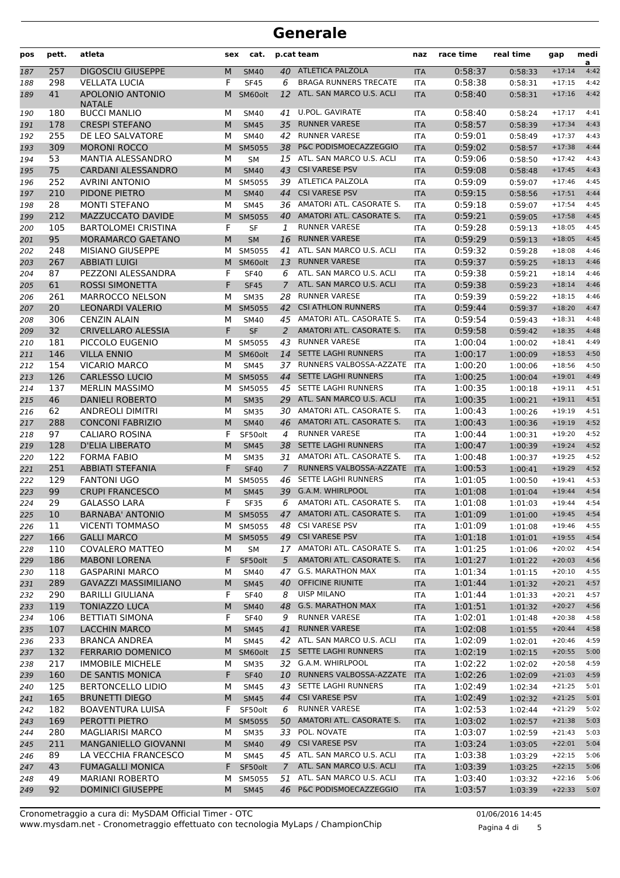# Generale

| pos | pett. | atleta | sex | cat. | p.cat | team | naz | race time | real time | gap | media |
|---|---|---|---|---|---|---|---|---|---|---|---|
| 187 | 257 | DIGOSCIU GIUSEPPE | M | SM40 | 40 | ATLETICA PALZOLA | ITA | 0:58:37 | 0:58:33 | +17:14 | 4:42 |
| 188 | 298 | VELLATA LUCIA | F | SF45 | 6 | BRAGA RUNNERS TRECATE | ITA | 0:58:38 | 0:58:31 | +17:15 | 4:42 |
| 189 | 41 | APOLONIO ANTONIO NATALE | M | SM60olt | 12 | ATL. SAN MARCO U.S. ACLI | ITA | 0:58:40 | 0:58:31 | +17:16 | 4:42 |
| 190 | 180 | BUCCI MANLIO | M | SM40 | 41 | U.POL. GAVIRATE | ITA | 0:58:40 | 0:58:24 | +17:17 | 4:41 |
| 191 | 178 | CRESPI STEFANO | M | SM45 | 35 | RUNNER VARESE | ITA | 0:58:57 | 0:58:39 | +17:34 | 4:43 |
| 192 | 255 | DE LEO SALVATORE | M | SM40 | 42 | RUNNER VARESE | ITA | 0:59:01 | 0:58:49 | +17:37 | 4:43 |
| 193 | 309 | MORONI ROCCO | M | SM5055 | 38 | P&C PODISMOECAZZEGGIO | ITA | 0:59:02 | 0:58:57 | +17:38 | 4:44 |
| 194 | 53 | MANTIA ALESSANDRO | M | SM | 15 | ATL. SAN MARCO U.S. ACLI | ITA | 0:59:06 | 0:58:50 | +17:42 | 4:43 |
| 195 | 75 | CARDANI ALESSANDRO | M | SM40 | 43 | CSI VARESE PSV | ITA | 0:59:08 | 0:58:48 | +17:45 | 4:43 |
| 196 | 252 | AVRINI ANTONIO | M | SM5055 | 39 | ATLETICA PALZOLA | ITA | 0:59:09 | 0:59:07 | +17:46 | 4:45 |
| 197 | 210 | PIDONE PIETRO | M | SM40 | 44 | CSI VARESE PSV | ITA | 0:59:15 | 0:58:56 | +17:51 | 4:44 |
| 198 | 28 | MONTI STEFANO | M | SM45 | 36 | AMATORI ATL. CASORATE S. | ITA | 0:59:18 | 0:59:07 | +17:54 | 4:45 |
| 199 | 212 | MAZZUCCATO DAVIDE | M | SM5055 | 40 | AMATORI ATL. CASORATE S. | ITA | 0:59:21 | 0:59:05 | +17:58 | 4:45 |
| 200 | 105 | BARTOLOMEI CRISTINA | F | SF | 1 | RUNNER VARESE | ITA | 0:59:28 | 0:59:13 | +18:05 | 4:45 |
| 201 | 95 | MORAMARCO GAETANO | M | SM | 16 | RUNNER VARESE | ITA | 0:59:29 | 0:59:13 | +18:05 | 4:45 |
| 202 | 248 | MISIANO GIUSEPPE | M | SM5055 | 41 | ATL. SAN MARCO U.S. ACLI | ITA | 0:59:32 | 0:59:28 | +18:08 | 4:46 |
| 203 | 267 | ABBIATI LUIGI | M | SM60olt | 13 | RUNNER VARESE | ITA | 0:59:37 | 0:59:25 | +18:13 | 4:46 |
| 204 | 87 | PEZZONI ALESSANDRA | F | SF40 | 6 | ATL. SAN MARCO U.S. ACLI | ITA | 0:59:38 | 0:59:21 | +18:14 | 4:46 |
| 205 | 61 | ROSSI SIMONETTA | F | SF45 | 7 | ATL. SAN MARCO U.S. ACLI | ITA | 0:59:38 | 0:59:23 | +18:14 | 4:46 |
| 206 | 261 | MARROCCO NELSON | M | SM35 | 28 | RUNNER VARESE | ITA | 0:59:39 | 0:59:22 | +18:15 | 4:46 |
| 207 | 20 | LEONARDI VALERIO | M | SM5055 | 42 | CSI ATHLON RUNNERS | ITA | 0:59:44 | 0:59:37 | +18:20 | 4:47 |
| 208 | 306 | CENZIN ALAIN | M | SM40 | 45 | AMATORI ATL. CASORATE S. | ITA | 0:59:54 | 0:59:43 | +18:31 | 4:48 |
| 209 | 32 | CRIVELLARO ALESSIA | F | SF | 2 | AMATORI ATL. CASORATE S. | ITA | 0:59:58 | 0:59:42 | +18:35 | 4:48 |
| 210 | 181 | PICCOLO EUGENIO | M | SM5055 | 43 | RUNNER VARESE | ITA | 1:00:04 | 1:00:02 | +18:41 | 4:49 |
| 211 | 146 | VILLA ENNIO | M | SM60olt | 14 | SETTE LAGHI RUNNERS | ITA | 1:00:17 | 1:00:09 | +18:53 | 4:50 |
| 212 | 154 | VICARIO MARCO | M | SM45 | 37 | RUNNERS VALBOSSA-AZZATE | ITA | 1:00:20 | 1:00:06 | +18:56 | 4:50 |
| 213 | 126 | CARLESSO LUCIO | M | SM5055 | 44 | SETTE LAGHI RUNNERS | ITA | 1:00:25 | 1:00:04 | +19:01 | 4:49 |
| 214 | 137 | MERLIN MASSIMO | M | SM5055 | 45 | SETTE LAGHI RUNNERS | ITA | 1:00:35 | 1:00:18 | +19:11 | 4:51 |
| 215 | 46 | DANIELI ROBERTO | M | SM35 | 29 | ATL. SAN MARCO U.S. ACLI | ITA | 1:00:35 | 1:00:21 | +19:11 | 4:51 |
| 216 | 62 | ANDREOLI DIMITRI | M | SM35 | 30 | AMATORI ATL. CASORATE S. | ITA | 1:00:43 | 1:00:26 | +19:19 | 4:51 |
| 217 | 288 | CONCONI FABRIZIO | M | SM40 | 46 | AMATORI ATL. CASORATE S. | ITA | 1:00:43 | 1:00:36 | +19:19 | 4:52 |
| 218 | 97 | CALIARO ROSINA | F | SF50olt | 4 | RUNNER VARESE | ITA | 1:00:44 | 1:00:31 | +19:20 | 4:52 |
| 219 | 128 | D'ELIA LIBERATO | M | SM45 | 38 | SETTE LAGHI RUNNERS | ITA | 1:00:47 | 1:00:39 | +19:24 | 4:52 |
| 220 | 122 | FORMA FABIO | M | SM35 | 31 | AMATORI ATL. CASORATE S. | ITA | 1:00:48 | 1:00:37 | +19:25 | 4:52 |
| 221 | 251 | ABBIATI STEFANIA | F | SF40 | 7 | RUNNERS VALBOSSA-AZZATE | ITA | 1:00:53 | 1:00:41 | +19:29 | 4:52 |
| 222 | 129 | FANTONI UGO | M | SM5055 | 46 | SETTE LAGHI RUNNERS | ITA | 1:01:05 | 1:00:50 | +19:41 | 4:53 |
| 223 | 99 | CRUPI FRANCESCO | M | SM45 | 39 | G.A.M. WHIRLPOOL | ITA | 1:01:08 | 1:01:04 | +19:44 | 4:54 |
| 224 | 29 | GALASSO LARA | F | SF35 | 6 | AMATORI ATL. CASORATE S. | ITA | 1:01:08 | 1:01:03 | +19:44 | 4:54 |
| 225 | 10 | BARNABA' ANTONIO | M | SM5055 | 47 | AMATORI ATL. CASORATE S. | ITA | 1:01:09 | 1:01:00 | +19:45 | 4:54 |
| 226 | 11 | VICENTI TOMMASO | M | SM5055 | 48 | CSI VARESE PSV | ITA | 1:01:09 | 1:01:08 | +19:46 | 4:55 |
| 227 | 166 | GALLI MARCO | M | SM5055 | 49 | CSI VARESE PSV | ITA | 1:01:18 | 1:01:01 | +19:55 | 4:54 |
| 228 | 110 | COVALERO MATTEO | M | SM | 17 | AMATORI ATL. CASORATE S. | ITA | 1:01:25 | 1:01:06 | +20:02 | 4:54 |
| 229 | 186 | MABONI LORENA | F | SF50olt | 5 | AMATORI ATL. CASORATE S. | ITA | 1:01:27 | 1:01:22 | +20:03 | 4:56 |
| 230 | 118 | GASPARINI MARCO | M | SM40 | 47 | G.S. MARATHON MAX | ITA | 1:01:34 | 1:01:15 | +20:10 | 4:55 |
| 231 | 289 | GAVAZZI MASSIMILIANO | M | SM45 | 40 | OFFICINE RIUNITE | ITA | 1:01:44 | 1:01:32 | +20:21 | 4:57 |
| 232 | 290 | BARILLI GIULIANA | F | SF40 | 8 | UISP MILANO | ITA | 1:01:44 | 1:01:33 | +20:21 | 4:57 |
| 233 | 119 | TONIAZZO LUCA | M | SM40 | 48 | G.S. MARATHON MAX | ITA | 1:01:51 | 1:01:32 | +20:27 | 4:56 |
| 234 | 106 | BETTIATI SIMONA | F | SF40 | 9 | RUNNER VARESE | ITA | 1:02:01 | 1:01:48 | +20:38 | 4:58 |
| 235 | 107 | LACCHIN MARCO | M | SM45 | 41 | RUNNER VARESE | ITA | 1:02:08 | 1:01:55 | +20:44 | 4:58 |
| 236 | 233 | BRANCA ANDREA | M | SM45 | 42 | ATL. SAN MARCO U.S. ACLI | ITA | 1:02:09 | 1:02:01 | +20:46 | 4:59 |
| 237 | 132 | FERRARIO DOMENICO | M | SM60olt | 15 | SETTE LAGHI RUNNERS | ITA | 1:02:19 | 1:02:15 | +20:55 | 5:00 |
| 238 | 217 | IMMOBILE MICHELE | M | SM35 | 32 | G.A.M. WHIRLPOOL | ITA | 1:02:22 | 1:02:02 | +20:58 | 4:59 |
| 239 | 160 | DE SANTIS MONICA | F | SF40 | 10 | RUNNERS VALBOSSA-AZZATE | ITA | 1:02:26 | 1:02:09 | +21:03 | 4:59 |
| 240 | 125 | BERTONCELLO LIDIO | M | SM45 | 43 | SETTE LAGHI RUNNERS | ITA | 1:02:49 | 1:02:34 | +21:25 | 5:01 |
| 241 | 165 | BRUNETTI DIEGO | M | SM45 | 44 | CSI VARESE PSV | ITA | 1:02:49 | 1:02:32 | +21:25 | 5:01 |
| 242 | 182 | BOAVENTURA LUISA | F | SF50olt | 6 | RUNNER VARESE | ITA | 1:02:53 | 1:02:44 | +21:29 | 5:02 |
| 243 | 169 | PEROTTI PIETRO | M | SM5055 | 50 | AMATORI ATL. CASORATE S. | ITA | 1:03:02 | 1:02:57 | +21:38 | 5:03 |
| 244 | 280 | MAGLIARISI MARCO | M | SM35 | 33 | POL. NOVATE | ITA | 1:03:07 | 1:02:59 | +21:43 | 5:03 |
| 245 | 211 | MANGANIELLO GIOVANNI | M | SM40 | 49 | CSI VARESE PSV | ITA | 1:03:24 | 1:03:05 | +22:01 | 5:04 |
| 246 | 89 | LA VECCHIA FRANCESCO | M | SM45 | 45 | ATL. SAN MARCO U.S. ACLI | ITA | 1:03:38 | 1:03:29 | +22:15 | 5:06 |
| 247 | 43 | FUMAGALLI MONICA | F | SF50olt | 7 | ATL. SAN MARCO U.S. ACLI | ITA | 1:03:39 | 1:03:25 | +22:15 | 5:06 |
| 248 | 49 | MARIANI ROBERTO | M | SM5055 | 51 | ATL. SAN MARCO U.S. ACLI | ITA | 1:03:40 | 1:03:32 | +22:16 | 5:06 |
| 249 | 92 | DOMINICI GIUSEPPE | M | SM45 | 46 | P&C PODISMOECAZZEGGIO | ITA | 1:03:57 | 1:03:39 | +22:33 | 5:07 |

Cronometraggio a cura di: MySDAM Official Timer - OTC
www.mysdam.net - Cronometraggio effettuato con tecnologia MyLaps / ChampionChip

01/06/2016 14:45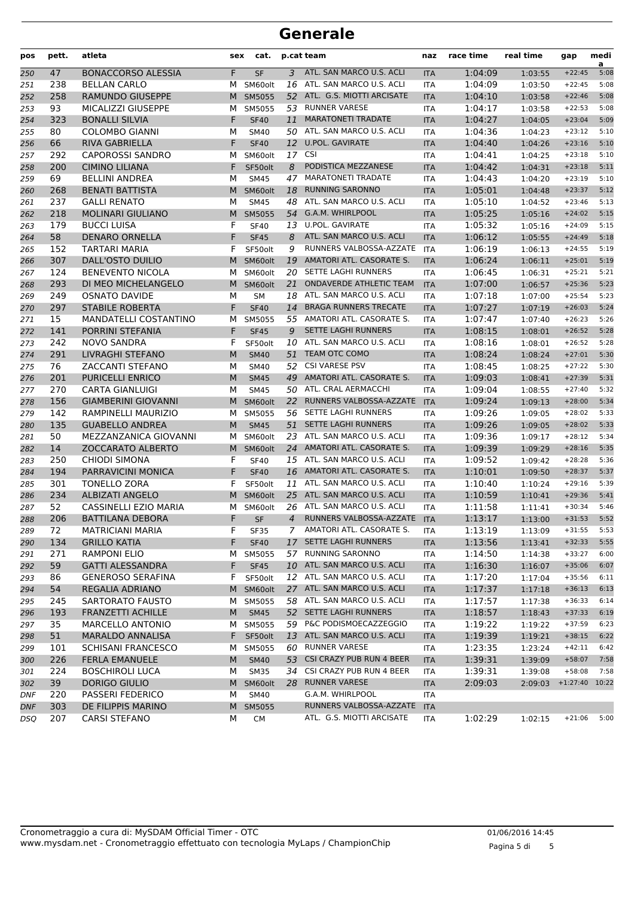# Generale

| pos | pett. | atleta | sex | cat. | p.cat | team | naz | race time | real time | gap | media |
|---|---|---|---|---|---|---|---|---|---|---|---|
| 250 | 47 | BONACCORSO ALESSIA | F | SF | 3 | ATL. SAN MARCO U.S. ACLI | ITA | 1:04:09 | 1:03:55 | +22:45 | 5:08 |
| 251 | 238 | BELLAN CARLO | M | SM60olt | 16 | ATL. SAN MARCO U.S. ACLI | ITA | 1:04:09 | 1:03:50 | +22:45 | 5:08 |
| 252 | 258 | RAMUNDO GIUSEPPE | M | SM5055 | 52 | ATL. G.S. MIOTTI ARCISATE | ITA | 1:04:10 | 1:03:58 | +22:46 | 5:08 |
| 253 | 93 | MICALIZZI GIUSEPPE | M | SM5055 | 53 | RUNNER VARESE | ITA | 1:04:17 | 1:03:58 | +22:53 | 5:08 |
| 254 | 323 | BONALLI SILVIA | F | SF40 | 11 | MARATONETI TRADATE | ITA | 1:04:27 | 1:04:05 | +23:04 | 5:09 |
| 255 | 80 | COLOMBO GIANNI | M | SM40 | 50 | ATL. SAN MARCO U.S. ACLI | ITA | 1:04:36 | 1:04:23 | +23:12 | 5:10 |
| 256 | 66 | RIVA GABRIELLA | F | SF40 | 12 | U.POL. GAVIRATE | ITA | 1:04:40 | 1:04:26 | +23:16 | 5:10 |
| 257 | 292 | CAPOROSSI SANDRO | M | SM60olt | 17 | CSI | ITA | 1:04:41 | 1:04:25 | +23:18 | 5:10 |
| 258 | 200 | CIMINO LILIANA | F | SF50olt | 8 | PODISTICA MEZZANESE | ITA | 1:04:42 | 1:04:31 | +23:18 | 5:11 |
| 259 | 69 | BELLINI ANDREA | M | SM45 | 47 | MARATONETI TRADATE | ITA | 1:04:43 | 1:04:20 | +23:19 | 5:10 |
| 260 | 268 | BENATI BATTISTA | M | SM60olt | 18 | RUNNING SARONNO | ITA | 1:05:01 | 1:04:48 | +23:37 | 5:12 |
| 261 | 237 | GALLI RENATO | M | SM45 | 48 | ATL. SAN MARCO U.S. ACLI | ITA | 1:05:10 | 1:04:52 | +23:46 | 5:13 |
| 262 | 218 | MOLINARI GIULIANO | M | SM5055 | 54 | G.A.M. WHIRLPOOL | ITA | 1:05:25 | 1:05:16 | +24:02 | 5:15 |
| 263 | 179 | BUCCI LUISA | F | SF40 | 13 | U.POL. GAVIRATE | ITA | 1:05:32 | 1:05:16 | +24:09 | 5:15 |
| 264 | 58 | DENARO ORNELLA | F | SF45 | 8 | ATL. SAN MARCO U.S. ACLI | ITA | 1:06:12 | 1:05:55 | +24:49 | 5:18 |
| 265 | 152 | TARTARI MARIA | F | SF50olt | 9 | RUNNERS VALBOSSA-AZZATE | ITA | 1:06:19 | 1:06:13 | +24:55 | 5:19 |
| 266 | 307 | DALL'OSTO DUILIO | M | SM60olt | 19 | AMATORI ATL. CASORATE S. | ITA | 1:06:24 | 1:06:11 | +25:01 | 5:19 |
| 267 | 124 | BENEVENTO NICOLA | M | SM60olt | 20 | SETTE LAGHI RUNNERS | ITA | 1:06:45 | 1:06:31 | +25:21 | 5:21 |
| 268 | 293 | DI MEO MICHELANGELO | M | SM60olt | 21 | ONDAVERDE ATHLETIC TEAM | ITA | 1:07:00 | 1:06:57 | +25:36 | 5:23 |
| 269 | 249 | OSNATO DAVIDE | M | SM | 18 | ATL. SAN MARCO U.S. ACLI | ITA | 1:07:18 | 1:07:00 | +25:54 | 5:23 |
| 270 | 297 | STABILE ROBERTA | F | SF40 | 14 | BRAGA RUNNERS TRECATE | ITA | 1:07:27 | 1:07:19 | +26:03 | 5:24 |
| 271 | 15 | MANDATELLI COSTANTINO | M | SM5055 | 55 | AMATORI ATL. CASORATE S. | ITA | 1:07:47 | 1:07:40 | +26:23 | 5:26 |
| 272 | 141 | PORRINI STEFANIA | F | SF45 | 9 | SETTE LAGHI RUNNERS | ITA | 1:08:15 | 1:08:01 | +26:52 | 5:28 |
| 273 | 242 | NOVO SANDRA | F | SF50olt | 10 | ATL. SAN MARCO U.S. ACLI | ITA | 1:08:16 | 1:08:01 | +26:52 | 5:28 |
| 274 | 291 | LIVRAGHI STEFANO | M | SM40 | 51 | TEAM OTC COMO | ITA | 1:08:24 | 1:08:24 | +27:01 | 5:30 |
| 275 | 76 | ZACCANTI STEFANO | M | SM40 | 52 | CSI VARESE PSV | ITA | 1:08:45 | 1:08:25 | +27:22 | 5:30 |
| 276 | 201 | PURICELLI ENRICO | M | SM45 | 49 | AMATORI ATL. CASORATE S. | ITA | 1:09:03 | 1:08:41 | +27:39 | 5:31 |
| 277 | 270 | CARTA GIANLUIGI | M | SM45 | 50 | ATL. CRAL AERMACCHI | ITA | 1:09:04 | 1:08:55 | +27:40 | 5:32 |
| 278 | 156 | GIAMBERINI GIOVANNI | M | SM60olt | 22 | RUNNERS VALBOSSA-AZZATE | ITA | 1:09:24 | 1:09:13 | +28:00 | 5:34 |
| 279 | 142 | RAMPINELLI MAURIZIO | M | SM5055 | 56 | SETTE LAGHI RUNNERS | ITA | 1:09:26 | 1:09:05 | +28:02 | 5:33 |
| 280 | 135 | GAVAZZI ANDREA | M | SM45 | 51 | SETTE LAGHI RUNNERS | ITA | 1:09:26 | 1:09:05 | +28:02 | 5:33 |
| 281 | 50 | MEZZANZANICA GIOVANNI | M | SM60olt | 23 | ATL. SAN MARCO U.S. ACLI | ITA | 1:09:36 | 1:09:17 | +28:12 | 5:34 |
| 282 | 14 | ZOCCARATO ALBERTO | M | SM60olt | 24 | AMATORI ATL. CASORATE S. | ITA | 1:09:39 | 1:09:29 | +28:16 | 5:35 |
| 283 | 250 | CHIODI SIMONA | F | SF40 | 15 | ATL. SAN MARCO U.S. ACLI | ITA | 1:09:52 | 1:09:42 | +28:28 | 5:36 |
| 284 | 194 | PARRAVICINI MONICA | F | SF40 | 16 | AMATORI ATL. CASORATE S. | ITA | 1:10:01 | 1:09:50 | +28:37 | 5:37 |
| 285 | 301 | TONELLO ZORA | F | SF50olt | 11 | ATL. SAN MARCO U.S. ACLI | ITA | 1:10:40 | 1:10:24 | +29:16 | 5:39 |
| 286 | 234 | ALBIZATI ANGELO | M | SM60olt | 25 | ATL. SAN MARCO U.S. ACLI | ITA | 1:10:59 | 1:10:41 | +29:36 | 5:41 |
| 287 | 52 | CASSINELLI EZIO MARIA | M | SM60olt | 26 | ATL. SAN MARCO U.S. ACLI | ITA | 1:11:58 | 1:11:41 | +30:34 | 5:46 |
| 288 | 206 | BATTILANA DEBORA | F | SF | 4 | RUNNERS VALBOSSA-AZZATE | ITA | 1:13:17 | 1:13:00 | +31:53 | 5:52 |
| 289 | 72 | MATRICIANI MARIA | F | SF35 | 7 | AMATORI ATL. CASORATE S. | ITA | 1:13:19 | 1:13:09 | +31:55 | 5:53 |
| 290 | 134 | GRILLO KATIA | F | SF40 | 17 | SETTE LAGHI RUNNERS | ITA | 1:13:56 | 1:13:41 | +32:33 | 5:55 |
| 291 | 271 | RAMPONI ELIO | M | SM5055 | 57 | RUNNING SARONNO | ITA | 1:14:50 | 1:14:38 | +33:27 | 6:00 |
| 292 | 59 | GATTI ALESSANDRA | F | SF45 | 10 | ATL. SAN MARCO U.S. ACLI | ITA | 1:16:30 | 1:16:07 | +35:06 | 6:07 |
| 293 | 86 | GENEROSO SERAFINA | F | SF50olt | 12 | ATL. SAN MARCO U.S. ACLI | ITA | 1:17:20 | 1:17:04 | +35:56 | 6:11 |
| 294 | 54 | REGALIA ADRIANO | M | SM60olt | 27 | ATL. SAN MARCO U.S. ACLI | ITA | 1:17:37 | 1:17:18 | +36:13 | 6:13 |
| 295 | 245 | SARTORATO FAUSTO | M | SM5055 | 58 | ATL. SAN MARCO U.S. ACLI | ITA | 1:17:57 | 1:17:38 | +36:33 | 6:14 |
| 296 | 193 | FRANZETTI ACHILLE | M | SM45 | 52 | SETTE LAGHI RUNNERS | ITA | 1:18:57 | 1:18:43 | +37:33 | 6:19 |
| 297 | 35 | MARCELLO ANTONIO | M | SM5055 | 59 | P&C PODISMOECAZZEGGIO | ITA | 1:19:22 | 1:19:22 | +37:59 | 6:23 |
| 298 | 51 | MARALDO ANNALISA | F | SF50olt | 13 | ATL. SAN MARCO U.S. ACLI | ITA | 1:19:39 | 1:19:21 | +38:15 | 6:22 |
| 299 | 101 | SCHISANI FRANCESCO | M | SM5055 | 60 | RUNNER VARESE | ITA | 1:23:35 | 1:23:24 | +42:11 | 6:42 |
| 300 | 226 | FERLA EMANUELE | M | SM40 | 53 | CSI CRAZY PUB RUN 4 BEER | ITA | 1:39:31 | 1:39:09 | +58:07 | 7:58 |
| 301 | 224 | BOSCHIROLI LUCA | M | SM35 | 34 | CSI CRAZY PUB RUN 4 BEER | ITA | 1:39:31 | 1:39:08 | +58:08 | 7:58 |
| 302 | 39 | DORIGO GIULIO | M | SM60olt | 28 | RUNNER VARESE | ITA | 2:09:03 | 2:09:03 | +1:27:40 | 10:22 |
| DNF | 220 | PASSERI FEDERICO | M | SM40 | | G.A.M. WHIRLPOOL | ITA | | | | |
| DNF | 303 | DE FILIPPIS MARINO | M | SM5055 | | RUNNERS VALBOSSA-AZZATE | ITA | | | | |
| DSQ | 207 | CARSI STEFANO | M | CM | | ATL. G.S. MIOTTI ARCISATE | ITA | 1:02:29 | 1:02:15 | +21:06 | 5:00 |

Cronometraggio a cura di: MySDAM Official Timer - OTC
www.mysdam.net - Cronometraggio effettuato con tecnologia MyLaps / ChampionChip

01/06/2016 14:45